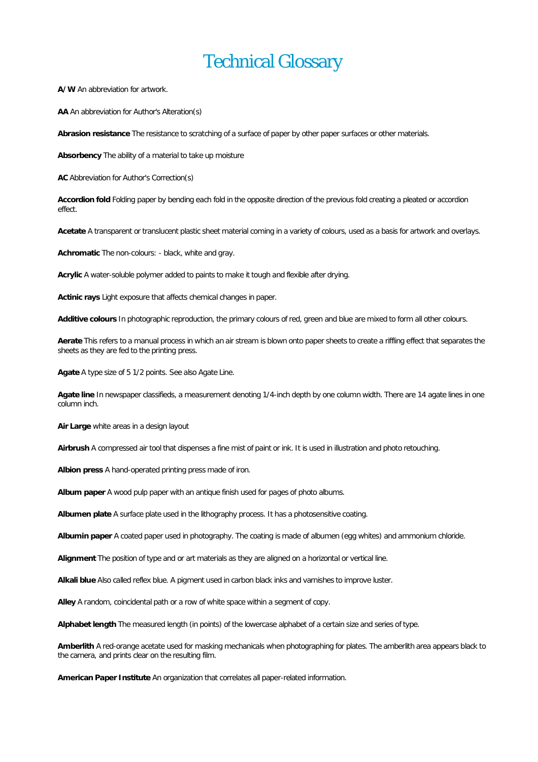# Technical Glossary

**A/W** An abbreviation for artwork.

**AA** An abbreviation for Author's Alteration(s)

**Abrasion resistance** The resistance to scratching of a surface of paper by other paper surfaces or other materials.

**Absorbency** The ability of a material to take up moisture

**AC** Abbreviation for Author's Correction(s)

**Accordion fold** Folding paper by bending each fold in the opposite direction of the previous fold creating a pleated or accordion effect.

**Acetate** A transparent or translucent plastic sheet material coming in a variety of colours, used as a basis for artwork and overlays.

**Achromatic** The non-colours: - black, white and gray.

**Acrylic** A water-soluble polymer added to paints to make it tough and flexible after drying.

**Actinic rays** Light exposure that affects chemical changes in paper.

**Additive colours** In photographic reproduction, the primary colours of red, green and blue are mixed to form all other colours.

**Aerate** This refers to a manual process in which an air stream is blown onto paper sheets to create a riffling effect that separates the sheets as they are fed to the printing press.

**Agate** A type size of 5 1/2 points. See also Agate Line.

**Agate line** In newspaper classifieds, a measurement denoting 1/4-inch depth by one column width. There are 14 agate lines in one column inch.

**Air Large** white areas in a design layout

**Airbrush** A compressed air tool that dispenses a fine mist of paint or ink. It is used in illustration and photo retouching.

**Albion press** A hand-operated printing press made of iron.

**Album paper** A wood pulp paper with an antique finish used for pages of photo albums.

**Albumen plate** A surface plate used in the lithography process. It has a photosensitive coating.

**Albumin paper** A coated paper used in photography. The coating is made of albumen (egg whites) and ammonium chloride.

**Alignment** The position of type and or art materials as they are aligned on a horizontal or vertical line.

**Alkali blue** Also called reflex blue. A pigment used in carbon black inks and varnishes to improve luster.

**Alley** A random, coincidental path or a row of white space within a segment of copy.

**Alphabet length** The measured length (in points) of the lowercase alphabet of a certain size and series of type.

**Amberlith** A red-orange acetate used for masking mechanicals when photographing for plates. The amberlith area appears black to the camera, and prints clear on the resulting film.

**American Paper Institute** An organization that correlates all paper-related information.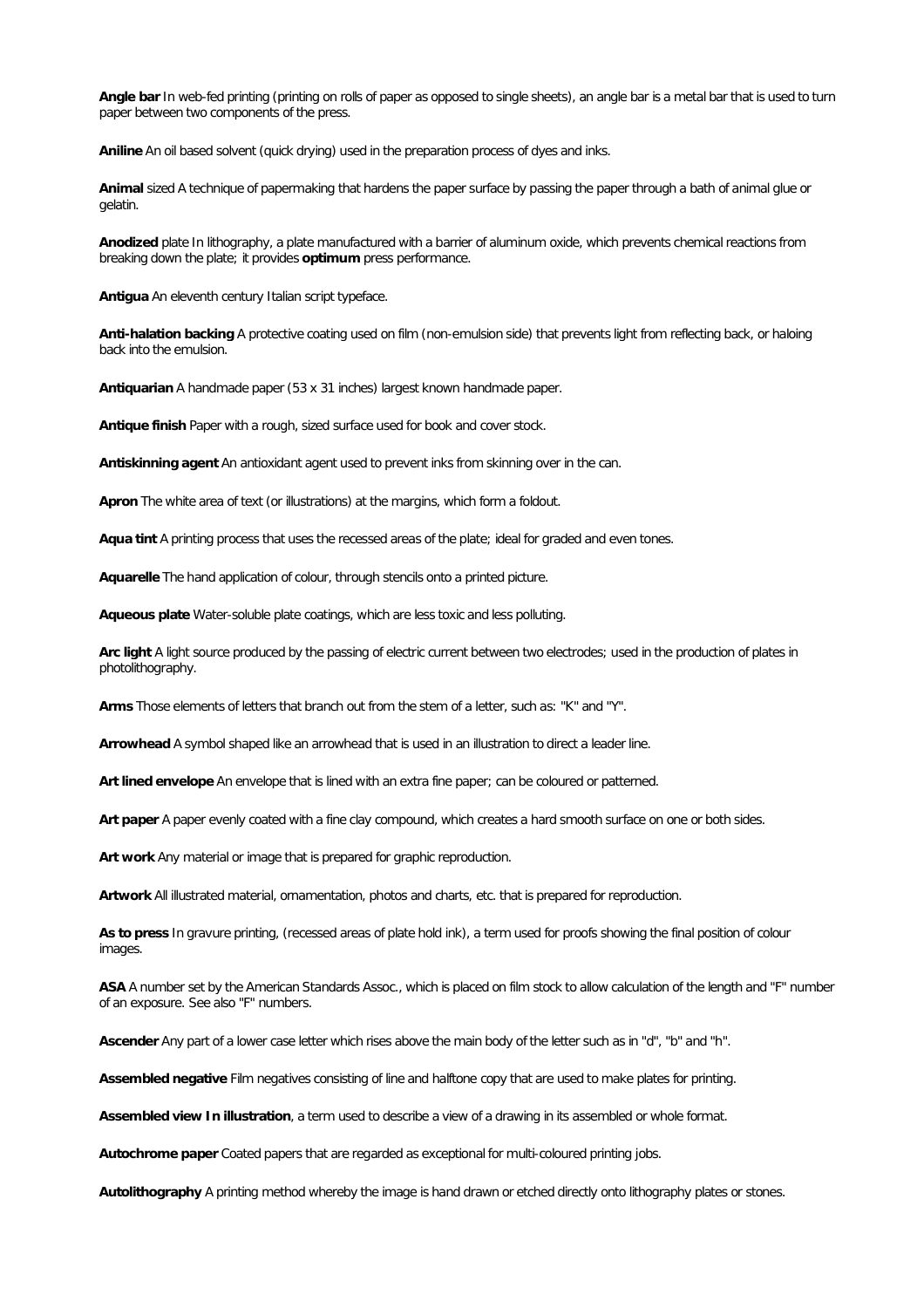**Angle bar** In web-fed printing (printing on rolls of paper as opposed to single sheets), an angle bar is a metal bar that is used to turn paper between two components of the press.

**Aniline** An oil based solvent (quick drying) used in the preparation process of dyes and inks.

**Animal** sized A technique of papermaking that hardens the paper surface by passing the paper through a bath of animal glue or gelatin.

**Anodized** plate In lithography, a plate manufactured with a barrier of aluminum oxide, which prevents chemical reactions from breaking down the plate; it provides **optimum** press performance.

**Antigua** An eleventh century Italian script typeface.

**Anti-halation backing** A protective coating used on film (non-emulsion side) that prevents light from reflecting back, or haloing back into the emulsion.

**Antiquarian** A handmade paper (53 x 31 inches) largest known handmade paper.

**Antique finish** Paper with a rough, sized surface used for book and cover stock.

**Antiskinning agent** An antioxidant agent used to prevent inks from skinning over in the can.

**Apron** The white area of text (or illustrations) at the margins, which form a foldout.

**Aqua tint** A printing process that uses the recessed areas of the plate; ideal for graded and even tones.

**Aquarelle** The hand application of colour, through stencils onto a printed picture.

**Aqueous plate** Water-soluble plate coatings, which are less toxic and less polluting.

**Arc light** A light source produced by the passing of electric current between two electrodes; used in the production of plates in photolithography.

**Arms** Those elements of letters that branch out from the stem of a letter, such as: "K" and "Y".

**Arrowhead** A symbol shaped like an arrowhead that is used in an illustration to direct a leader line.

**Art lined envelope** An envelope that is lined with an extra fine paper; can be coloured or patterned.

**Art paper** A paper evenly coated with a fine clay compound, which creates a hard smooth surface on one or both sides.

**Art work** Any material or image that is prepared for graphic reproduction.

**Artwork** All illustrated material, ornamentation, photos and charts, etc. that is prepared for reproduction.

**As to press** In gravure printing, (recessed areas of plate hold ink), a term used for proofs showing the final position of colour images.

**ASA** A number set by the American Standards Assoc., which is placed on film stock to allow calculation of the length and "F" number of an exposure. See also "F" numbers.

**Ascender** Any part of a lower case letter which rises above the main body of the letter such as in "d", "b" and "h".

**Assembled negative** Film negatives consisting of line and halftone copy that are used to make plates for printing.

**Assembled view In illustration**, a term used to describe a view of a drawing in its assembled or whole format.

**Autochrome paper** Coated papers that are regarded as exceptional for multi-coloured printing jobs.

**Autolithography** A printing method whereby the image is hand drawn or etched directly onto lithography plates or stones.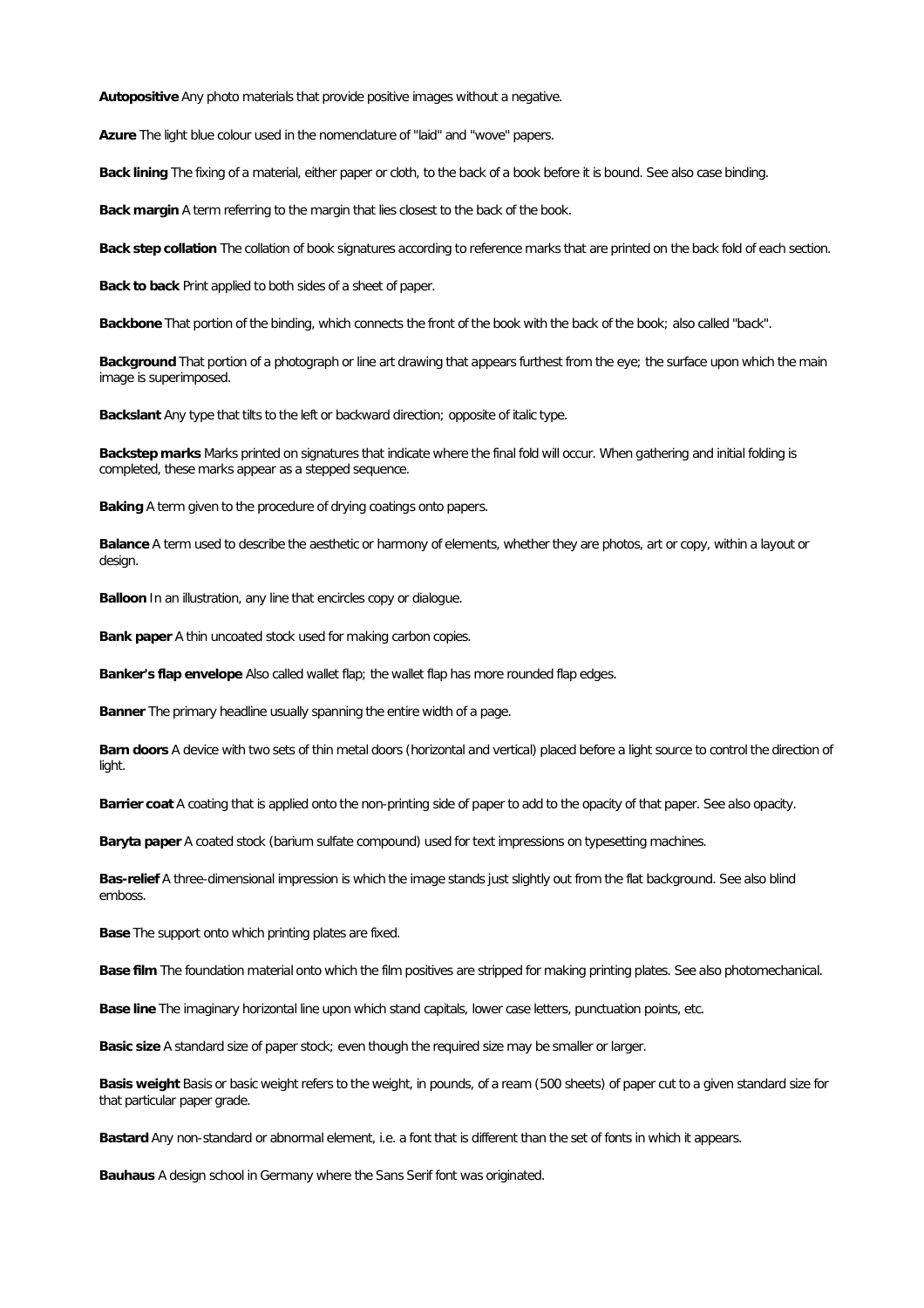**Autopositive** Any photo materials that provide positive images without a negative.

**Azure** The light blue colour used in the nomenclature of "laid" and "wove" papers.

**Back lining** The fixing of a material, either paper or cloth, to the back of a book before it is bound. See also case binding.

**Back margin** A term referring to the margin that lies closest to the back of the book.

**Back step collation** The collation of book signatures according to reference marks that are printed on the back fold of each section.

**Back to back** Print applied to both sides of a sheet of paper.

**Backbone** That portion of the binding, which connects the front of the book with the back of the book; also called "back".

**Background** That portion of a photograph or line art drawing that appears furthest from the eye; the surface upon which the main image is superimposed.

**Backslant** Any type that tilts to the left or backward direction; opposite of italic type.

**Backstep marks** Marks printed on signatures that indicate where the final fold will occur. When gathering and initial folding is completed, these marks appear as a stepped sequence.

**Baking** A term given to the procedure of drying coatings onto papers.

**Balance** A term used to describe the aesthetic or harmony of elements, whether they are photos, art or copy, within a layout or design.

**Balloon** In an illustration, any line that encircles copy or dialogue.

**Bank paper** A thin uncoated stock used for making carbon copies.

**Banker's flap envelope** Also called wallet flap; the wallet flap has more rounded flap edges.

**Banner** The primary headline usually spanning the entire width of a page.

**Barn doors** A device with two sets of thin metal doors (horizontal and vertical) placed before a light source to control the direction of light.

**Barrier coat** A coating that is applied onto the non-printing side of paper to add to the opacity of that paper. See also opacity.

**Baryta paper** A coated stock (barium sulfate compound) used for text impressions on typesetting machines.

**Bas-relief** A three-dimensional impression is which the image stands just slightly out from the flat background. See also blind emboss.

**Base** The support onto which printing plates are fixed.

**Base film** The foundation material onto which the film positives are stripped for making printing plates. See also photomechanical.

**Base line** The imaginary horizontal line upon which stand capitals, lower case letters, punctuation points, etc.

**Basic size** A standard size of paper stock; even though the required size may be smaller or larger.

**Basis weight** Basis or basic weight refers to the weight, in pounds, of a ream (500 sheets) of paper cut to a given standard size for that particular paper grade.

**Bastard** Any non-standard or abnormal element, i.e. a font that is different than the set of fonts in which it appears.

**Bauhaus** A design school in Germany where the Sans Serif font was originated.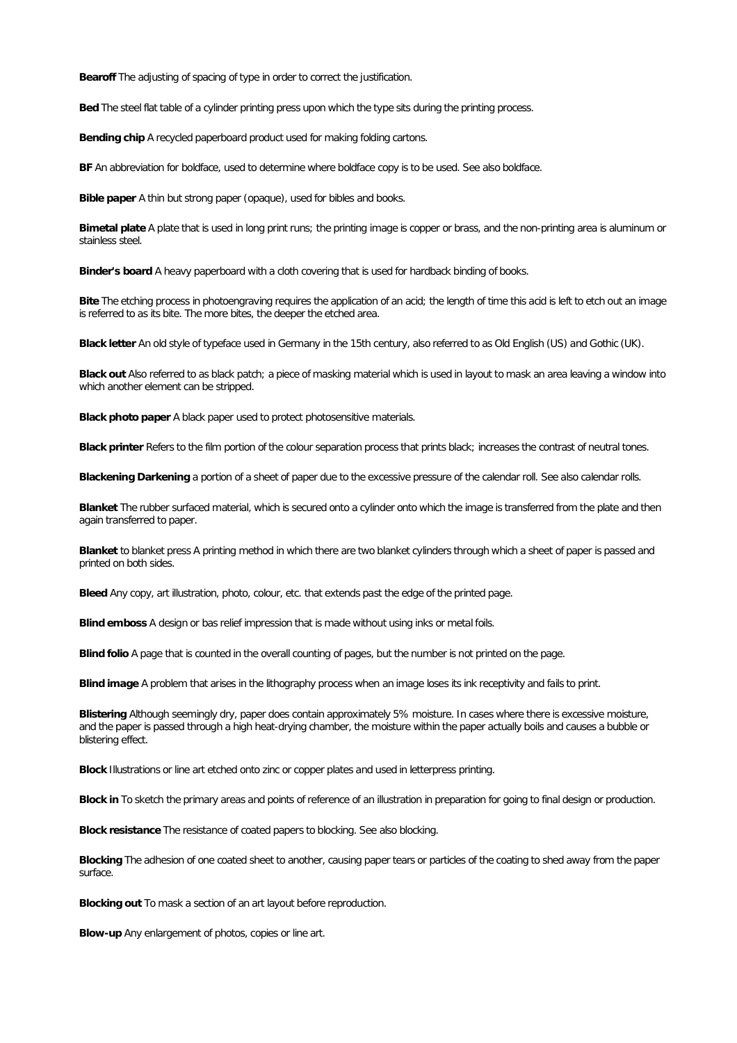**Bearoff** The adjusting of spacing of type in order to correct the justification.

**Bed** The steel flat table of a cylinder printing press upon which the type sits during the printing process.

**Bending chip** A recycled paperboard product used for making folding cartons.

**BF** An abbreviation for boldface, used to determine where boldface copy is to be used. See also boldface.

**Bible paper** A thin but strong paper (opaque), used for bibles and books.

**Bimetal plate** A plate that is used in long print runs; the printing image is copper or brass, and the non-printing area is aluminum or stainless steel.

**Binder's board** A heavy paperboard with a cloth covering that is used for hardback binding of books.

**Bite** The etching process in photoengraving requires the application of an acid; the length of time this acid is left to etch out an image is referred to as its bite. The more bites, the deeper the etched area.

**Black letter** An old style of typeface used in Germany in the 15th century, also referred to as Old English (US) and Gothic (UK).

**Black out** Also referred to as black patch; a piece of masking material which is used in layout to mask an area leaving a window into which another element can be stripped.

**Black photo paper** A black paper used to protect photosensitive materials.

**Black printer** Refers to the film portion of the colour separation process that prints black; increases the contrast of neutral tones.

**Blackening Darkening** a portion of a sheet of paper due to the excessive pressure of the calendar roll. See also calendar rolls.

**Blanket** The rubber surfaced material, which is secured onto a cylinder onto which the image is transferred from the plate and then again transferred to paper.

**Blanket** to blanket press A printing method in which there are two blanket cylinders through which a sheet of paper is passed and printed on both sides.

**Bleed** Any copy, art illustration, photo, colour, etc. that extends past the edge of the printed page.

**Blind emboss** A design or bas relief impression that is made without using inks or metal foils.

**Blind folio** A page that is counted in the overall counting of pages, but the number is not printed on the page.

**Blind image** A problem that arises in the lithography process when an image loses its ink receptivity and fails to print.

**Blistering** Although seemingly dry, paper does contain approximately 5% moisture. In cases where there is excessive moisture, and the paper is passed through a high heat-drying chamber, the moisture within the paper actually boils and causes a bubble or blistering effect.

**Block** Illustrations or line art etched onto zinc or copper plates and used in letterpress printing.

**Block in** To sketch the primary areas and points of reference of an illustration in preparation for going to final design or production.

**Block resistance** The resistance of coated papers to blocking. See also blocking.

**Blocking** The adhesion of one coated sheet to another, causing paper tears or particles of the coating to shed away from the paper surface.

**Blocking out** To mask a section of an art layout before reproduction.

**Blow-up** Any enlargement of photos, copies or line art.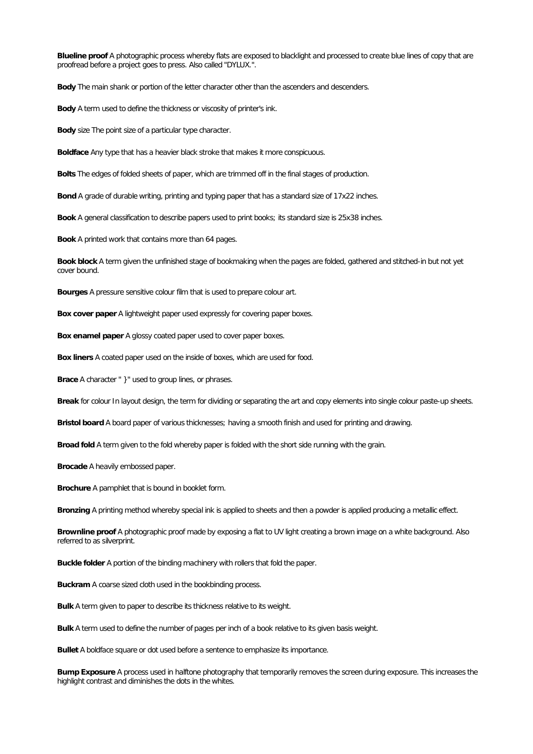**Blueline proof** A photographic process whereby flats are exposed to blacklight and processed to create blue lines of copy that are proofread before a project goes to press. Also called "DYLUX.".

**Body** The main shank or portion of the letter character other than the ascenders and descenders.

**Body** A term used to define the thickness or viscosity of printer's ink.

**Body** size The point size of a particular type character.

**Boldface** Any type that has a heavier black stroke that makes it more conspicuous.

**Bolts** The edges of folded sheets of paper, which are trimmed off in the final stages of production.

**Bond** A grade of durable writing, printing and typing paper that has a standard size of 17x22 inches.

**Book** A general classification to describe papers used to print books; its standard size is 25x38 inches.

**Book** A printed work that contains more than 64 pages.

**Book block** A term given the unfinished stage of bookmaking when the pages are folded, gathered and stitched-in but not yet cover bound.

**Bourges** A pressure sensitive colour film that is used to prepare colour art.

**Box cover paper** A lightweight paper used expressly for covering paper boxes.

**Box enamel paper** A glossy coated paper used to cover paper boxes.

**Box liners** A coated paper used on the inside of boxes, which are used for food.

**Brace** A character " }" used to group lines, or phrases.

**Break** for colour In layout design, the term for dividing or separating the art and copy elements into single colour paste-up sheets.

**Bristol board** A board paper of various thicknesses; having a smooth finish and used for printing and drawing.

**Broad fold** A term given to the fold whereby paper is folded with the short side running with the grain.

**Brocade** A heavily embossed paper.

**Brochure** A pamphlet that is bound in booklet form.

**Bronzing** A printing method whereby special ink is applied to sheets and then a powder is applied producing a metallic effect.

**Brownline proof** A photographic proof made by exposing a flat to UV light creating a brown image on a white background. Also referred to as silverprint.

**Buckle folder** A portion of the binding machinery with rollers that fold the paper.

**Buckram** A coarse sized cloth used in the bookbinding process.

**Bulk** A term given to paper to describe its thickness relative to its weight.

**Bulk** A term used to define the number of pages per inch of a book relative to its given basis weight.

**Bullet** A boldface square or dot used before a sentence to emphasize its importance.

**Bump Exposure** A process used in halftone photography that temporarily removes the screen during exposure. This increases the highlight contrast and diminishes the dots in the whites.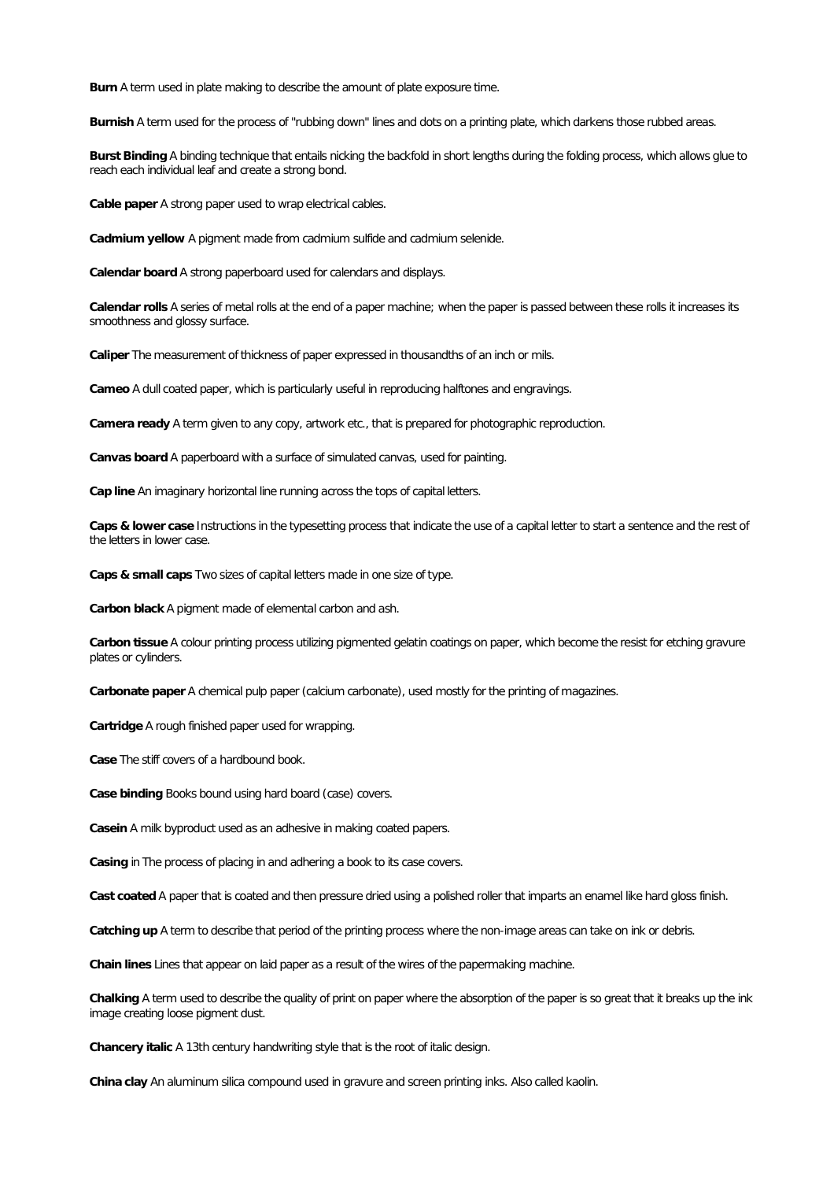**Burn** A term used in plate making to describe the amount of plate exposure time.

**Burnish** A term used for the process of "rubbing down" lines and dots on a printing plate, which darkens those rubbed areas.

**Burst Binding** A binding technique that entails nicking the backfold in short lengths during the folding process, which allows glue to reach each individual leaf and create a strong bond.

**Cable paper** A strong paper used to wrap electrical cables.

**Cadmium yellow** A pigment made from cadmium sulfide and cadmium selenide.

**Calendar board** A strong paperboard used for calendars and displays.

**Calendar rolls** A series of metal rolls at the end of a paper machine; when the paper is passed between these rolls it increases its smoothness and glossy surface.

**Caliper** The measurement of thickness of paper expressed in thousandths of an inch or mils.

**Cameo** A dull coated paper, which is particularly useful in reproducing halftones and engravings.

**Camera ready** A term given to any copy, artwork etc., that is prepared for photographic reproduction.

**Canvas board** A paperboard with a surface of simulated canvas, used for painting.

**Cap line** An imaginary horizontal line running across the tops of capital letters.

**Caps & lower case** Instructions in the typesetting process that indicate the use of a capital letter to start a sentence and the rest of the letters in lower case.

**Caps & small caps** Two sizes of capital letters made in one size of type.

**Carbon black** A pigment made of elemental carbon and ash.

**Carbon tissue** A colour printing process utilizing pigmented gelatin coatings on paper, which become the resist for etching gravure plates or cylinders.

**Carbonate paper** A chemical pulp paper (calcium carbonate), used mostly for the printing of magazines.

**Cartridge** A rough finished paper used for wrapping.

**Case** The stiff covers of a hardbound book.

**Case binding** Books bound using hard board (case) covers.

**Casein** A milk byproduct used as an adhesive in making coated papers.

**Casing** in The process of placing in and adhering a book to its case covers.

**Cast coated** A paper that is coated and then pressure dried using a polished roller that imparts an enamel like hard gloss finish.

**Catching up** A term to describe that period of the printing process where the non-image areas can take on ink or debris.

**Chain lines** Lines that appear on laid paper as a result of the wires of the papermaking machine.

**Chalking** A term used to describe the quality of print on paper where the absorption of the paper is so great that it breaks up the ink image creating loose pigment dust.

**Chancery italic** A 13th century handwriting style that is the root of italic design.

**China clay** An aluminum silica compound used in gravure and screen printing inks. Also called kaolin.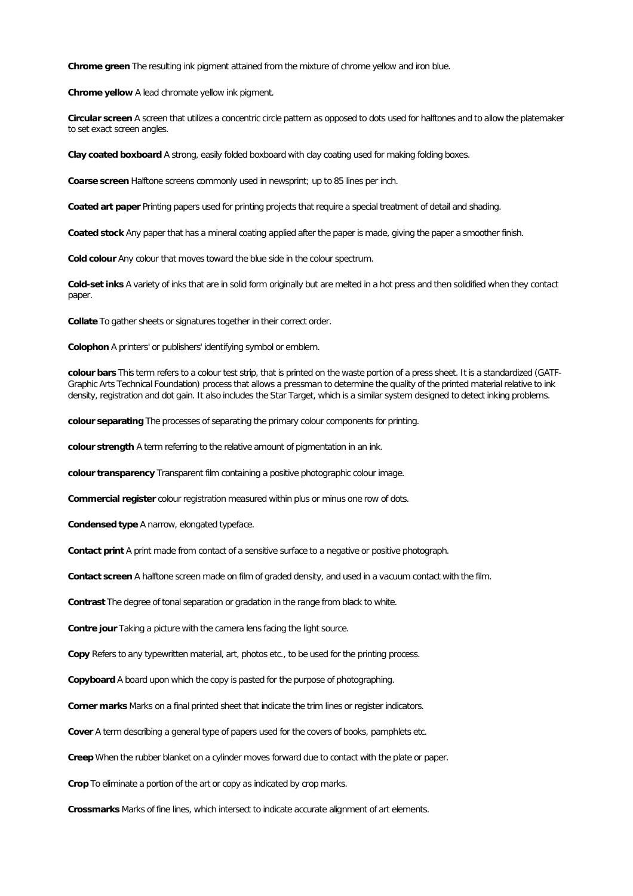**Chrome green** The resulting ink pigment attained from the mixture of chrome yellow and iron blue.

**Chrome yellow** A lead chromate yellow ink pigment.

**Circular screen** A screen that utilizes a concentric circle pattern as opposed to dots used for halftones and to allow the platemaker to set exact screen angles.

**Clay coated boxboard** A strong, easily folded boxboard with clay coating used for making folding boxes.

**Coarse screen** Halftone screens commonly used in newsprint; up to 85 lines per inch.

**Coated art paper** Printing papers used for printing projects that require a special treatment of detail and shading.

**Coated stock** Any paper that has a mineral coating applied after the paper is made, giving the paper a smoother finish.

**Cold colour** Any colour that moves toward the blue side in the colour spectrum.

**Cold-set inks** A variety of inks that are in solid form originally but are melted in a hot press and then solidified when they contact paper.

**Collate** To gather sheets or signatures together in their correct order.

**Colophon** A printers' or publishers' identifying symbol or emblem.

**colour bars** This term refers to a colour test strip, that is printed on the waste portion of a press sheet. It is a standardized (GATF-Graphic Arts Technical Foundation) process that allows a pressman to determine the quality of the printed material relative to ink density, registration and dot gain. It also includes the Star Target, which is a similar system designed to detect inking problems.

**colour separating** The processes of separating the primary colour components for printing.

**colour strength** A term referring to the relative amount of pigmentation in an ink.

**colour transparency** Transparent film containing a positive photographic colour image.

**Commercial register** colour registration measured within plus or minus one row of dots.

**Condensed type** A narrow, elongated typeface.

**Contact print** A print made from contact of a sensitive surface to a negative or positive photograph.

**Contact screen** A halftone screen made on film of graded density, and used in a vacuum contact with the film.

**Contrast** The degree of tonal separation or gradation in the range from black to white.

**Contre jour** Taking a picture with the camera lens facing the light source.

**Copy** Refers to any typewritten material, art, photos etc., to be used for the printing process.

**Copyboard** A board upon which the copy is pasted for the purpose of photographing.

**Corner marks** Marks on a final printed sheet that indicate the trim lines or register indicators.

**Cover** A term describing a general type of papers used for the covers of books, pamphlets etc.

**Creep** When the rubber blanket on a cylinder moves forward due to contact with the plate or paper.

**Crop** To eliminate a portion of the art or copy as indicated by crop marks.

**Crossmarks** Marks of fine lines, which intersect to indicate accurate alignment of art elements.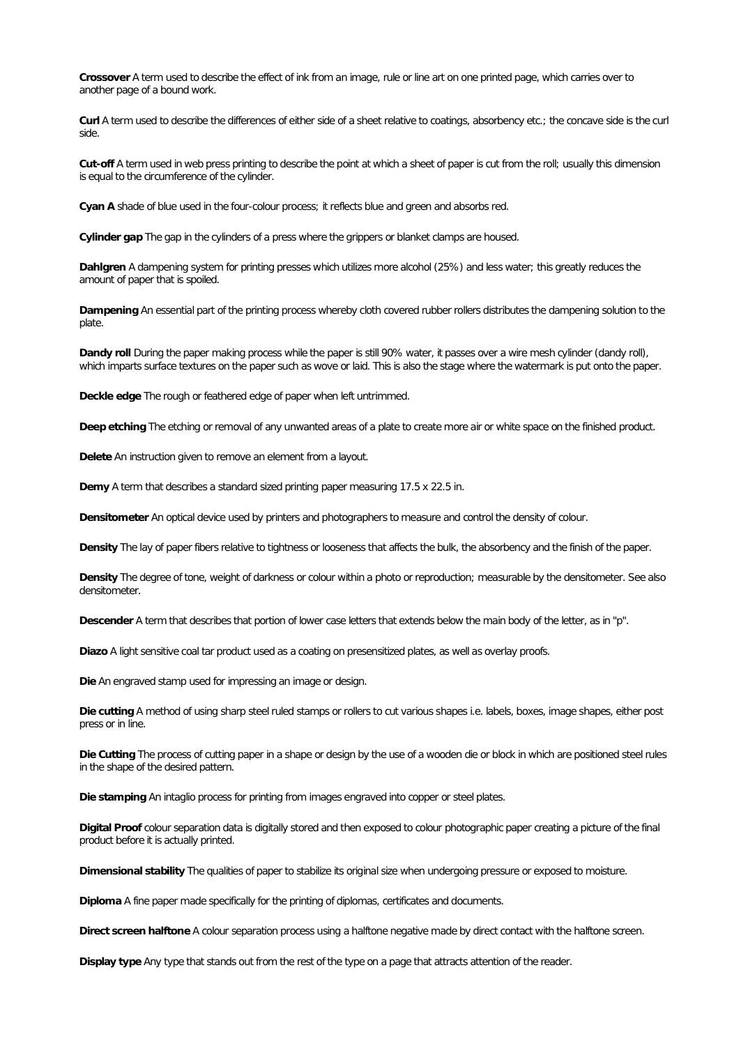**Crossover** A term used to describe the effect of ink from an image, rule or line art on one printed page, which carries over to another page of a bound work.

**Curl** A term used to describe the differences of either side of a sheet relative to coatings, absorbency etc.; the concave side is the curl side.

**Cut-off** A term used in web press printing to describe the point at which a sheet of paper is cut from the roll; usually this dimension is equal to the circumference of the cylinder.

**Cyan A** shade of blue used in the four-colour process; it reflects blue and green and absorbs red.

**Cylinder gap** The gap in the cylinders of a press where the grippers or blanket clamps are housed.

**Dahlgren** A dampening system for printing presses which utilizes more alcohol (25%) and less water; this greatly reduces the amount of paper that is spoiled.

**Dampening** An essential part of the printing process whereby cloth covered rubber rollers distributes the dampening solution to the plate.

**Dandy roll** During the paper making process while the paper is still 90% water, it passes over a wire mesh cylinder (dandy roll), which imparts surface textures on the paper such as wove or laid. This is also the stage where the watermark is put onto the paper.

**Deckle edge** The rough or feathered edge of paper when left untrimmed.

**Deep etching** The etching or removal of any unwanted areas of a plate to create more air or white space on the finished product.

**Delete** An instruction given to remove an element from a layout.

**Demy** A term that describes a standard sized printing paper measuring 17.5 x 22.5 in.

**Densitometer** An optical device used by printers and photographers to measure and control the density of colour.

**Density** The lay of paper fibers relative to tightness or looseness that affects the bulk, the absorbency and the finish of the paper.

**Density** The degree of tone, weight of darkness or colour within a photo or reproduction; measurable by the densitometer. See also densitometer.

**Descender** A term that describes that portion of lower case letters that extends below the main body of the letter, as in "p".

**Diazo** A light sensitive coal tar product used as a coating on presensitized plates, as well as overlay proofs.

**Die** An engraved stamp used for impressing an image or design.

**Die cutting** A method of using sharp steel ruled stamps or rollers to cut various shapes i.e. labels, boxes, image shapes, either post press or in line.

**Die Cutting** The process of cutting paper in a shape or design by the use of a wooden die or block in which are positioned steel rules in the shape of the desired pattern.

**Die stamping** An intaglio process for printing from images engraved into copper or steel plates.

**Digital Proof** colour separation data is digitally stored and then exposed to colour photographic paper creating a picture of the final product before it is actually printed.

**Dimensional stability** The qualities of paper to stabilize its original size when undergoing pressure or exposed to moisture.

**Diploma** A fine paper made specifically for the printing of diplomas, certificates and documents.

**Direct screen halftone** A colour separation process using a halftone negative made by direct contact with the halftone screen.

**Display type** Any type that stands out from the rest of the type on a page that attracts attention of the reader.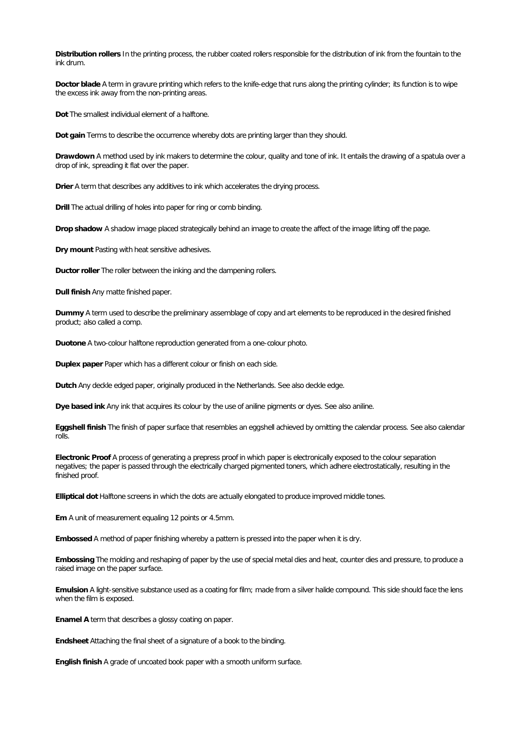**Distribution rollers** In the printing process, the rubber coated rollers responsible for the distribution of ink from the fountain to the ink drum.

**Doctor blade** A term in gravure printing which refers to the knife-edge that runs along the printing cylinder; its function is to wipe the excess ink away from the non-printing areas.

**Dot** The smallest individual element of a halftone.

**Dot gain** Terms to describe the occurrence whereby dots are printing larger than they should.

**Drawdown** A method used by ink makers to determine the colour, quality and tone of ink. It entails the drawing of a spatula over a drop of ink, spreading it flat over the paper.

**Drier** A term that describes any additives to ink which accelerates the drying process.

**Drill** The actual drilling of holes into paper for ring or comb binding.

**Drop shadow** A shadow image placed strategically behind an image to create the affect of the image lifting off the page.

**Dry mount** Pasting with heat sensitive adhesives.

**Ductor roller** The roller between the inking and the dampening rollers.

**Dull finish** Any matte finished paper.

**Dummy** A term used to describe the preliminary assemblage of copy and art elements to be reproduced in the desired finished product; also called a comp.

**Duotone** A two-colour halftone reproduction generated from a one-colour photo.

**Duplex paper** Paper which has a different colour or finish on each side.

**Dutch** Any deckle edged paper, originally produced in the Netherlands. See also deckle edge.

**Dye based ink** Any ink that acquires its colour by the use of aniline pigments or dyes. See also aniline.

**Eggshell finish** The finish of paper surface that resembles an eggshell achieved by omitting the calendar process. See also calendar rolls.

**Electronic Proof** A process of generating a prepress proof in which paper is electronically exposed to the colour separation negatives; the paper is passed through the electrically charged pigmented toners, which adhere electrostatically, resulting in the finished proof.

**Elliptical dot** Halftone screens in which the dots are actually elongated to produce improved middle tones.

**Em** A unit of measurement equaling 12 points or 4.5mm.

**Embossed** A method of paper finishing whereby a pattern is pressed into the paper when it is dry.

**Embossing** The molding and reshaping of paper by the use of special metal dies and heat, counter dies and pressure, to produce a raised image on the paper surface.

**Emulsion** A light-sensitive substance used as a coating for film; made from a silver halide compound. This side should face the lens when the film is exposed.

**Enamel A** term that describes a glossy coating on paper.

**Endsheet** Attaching the final sheet of a signature of a book to the binding.

**English finish** A grade of uncoated book paper with a smooth uniform surface.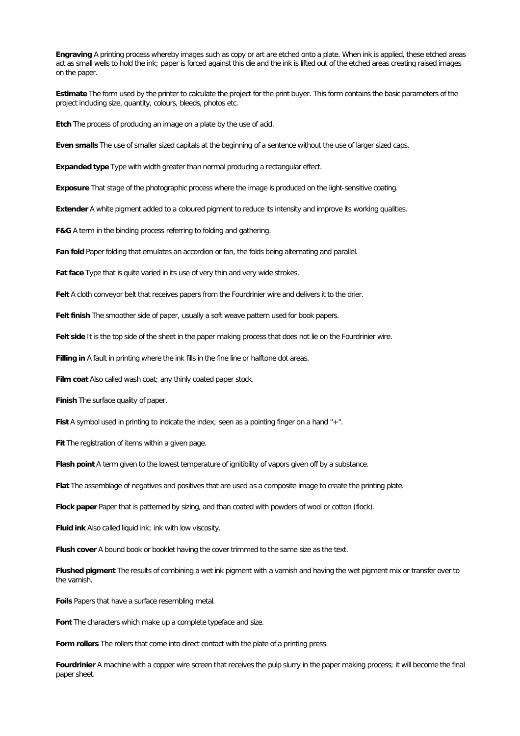**Engraving** A printing process whereby images such as copy or art are etched onto a plate. When ink is applied, these etched areas act as small wells to hold the ink; paper is forced against this die and the ink is lifted out of the etched areas creating raised images on the paper.

**Estimate** The form used by the printer to calculate the project for the print buyer. This form contains the basic parameters of the project including size, quantity, colours, bleeds, photos etc.

**Etch** The process of producing an image on a plate by the use of acid.

**Even smalls** The use of smaller sized capitals at the beginning of a sentence without the use of larger sized caps.

**Expanded type** Type with width greater than normal producing a rectangular effect.

**Exposure** That stage of the photographic process where the image is produced on the light-sensitive coating.

**Extender** A white pigment added to a coloured pigment to reduce its intensity and improve its working qualities.

**F&G** A term in the binding process referring to folding and gathering.

**Fan fold** Paper folding that emulates an accordion or fan, the folds being alternating and parallel.

**Fat face** Type that is quite varied in its use of very thin and very wide strokes.

**Felt** A cloth conveyor belt that receives papers from the Fourdrinier wire and delivers it to the drier.

**Felt finish** The smoother side of paper, usually a soft weave pattern used for book papers.

**Felt side** It is the top side of the sheet in the paper making process that does not lie on the Fourdrinier wire.

**Filling in** A fault in printing where the ink fills in the fine line or halftone dot areas.

**Film coat** Also called wash coat; any thinly coated paper stock.

**Finish** The surface quality of paper.

**Fist** A symbol used in printing to indicate the index; seen as a pointing finger on a hand "+".

**Fit** The registration of items within a given page.

**Flash point** A term given to the lowest temperature of ignitibility of vapors given off by a substance.

**Flat** The assemblage of negatives and positives that are used as a composite image to create the printing plate.

**Flock paper** Paper that is patterned by sizing, and than coated with powders of wool or cotton (flock).

**Fluid ink** Also called liquid ink; ink with low viscosity.

**Flush cover** A bound book or booklet having the cover trimmed to the same size as the text.

**Flushed pigment** The results of combining a wet ink pigment with a varnish and having the wet pigment mix or transfer over to the varnish.

**Foils** Papers that have a surface resembling metal.

**Font** The characters which make up a complete typeface and size.

**Form rollers** The rollers that come into direct contact with the plate of a printing press.

**Fourdrinier** A machine with a copper wire screen that receives the pulp slurry in the paper making process; it will become the final paper sheet.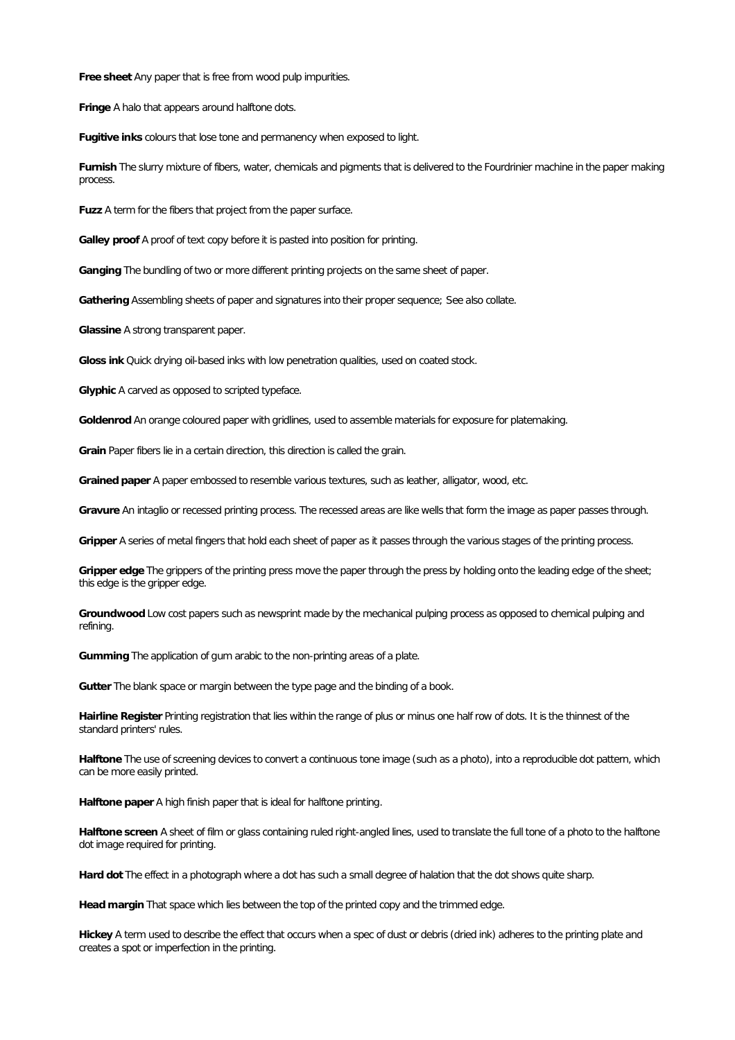**Free sheet** Any paper that is free from wood pulp impurities.

**Fringe** A halo that appears around halftone dots.

**Fugitive inks** colours that lose tone and permanency when exposed to light.

**Furnish** The slurry mixture of fibers, water, chemicals and pigments that is delivered to the Fourdrinier machine in the paper making process.

**Fuzz** A term for the fibers that project from the paper surface.

**Galley proof** A proof of text copy before it is pasted into position for printing.

**Ganging** The bundling of two or more different printing projects on the same sheet of paper.

**Gathering** Assembling sheets of paper and signatures into their proper sequence; See also collate.

**Glassine** A strong transparent paper.

**Gloss ink** Quick drying oil-based inks with low penetration qualities, used on coated stock.

**Glyphic** A carved as opposed to scripted typeface.

**Goldenrod** An orange coloured paper with gridlines, used to assemble materials for exposure for platemaking.

**Grain** Paper fibers lie in a certain direction, this direction is called the grain.

**Grained paper** A paper embossed to resemble various textures, such as leather, alligator, wood, etc.

**Gravure** An intaglio or recessed printing process. The recessed areas are like wells that form the image as paper passes through.

**Gripper** A series of metal fingers that hold each sheet of paper as it passes through the various stages of the printing process.

**Gripper edge** The grippers of the printing press move the paper through the press by holding onto the leading edge of the sheet; this edge is the gripper edge.

**Groundwood** Low cost papers such as newsprint made by the mechanical pulping process as opposed to chemical pulping and refining.

**Gumming** The application of gum arabic to the non-printing areas of a plate.

**Gutter** The blank space or margin between the type page and the binding of a book.

**Hairline Register** Printing registration that lies within the range of plus or minus one half row of dots. It is the thinnest of the standard printers' rules.

**Halftone** The use of screening devices to convert a continuous tone image (such as a photo), into a reproducible dot pattern, which can be more easily printed.

**Halftone paper** A high finish paper that is ideal for halftone printing.

**Halftone screen** A sheet of film or glass containing ruled right-angled lines, used to translate the full tone of a photo to the halftone dot image required for printing.

**Hard dot** The effect in a photograph where a dot has such a small degree of halation that the dot shows quite sharp.

**Head margin** That space which lies between the top of the printed copy and the trimmed edge.

**Hickey** A term used to describe the effect that occurs when a spec of dust or debris (dried ink) adheres to the printing plate and creates a spot or imperfection in the printing.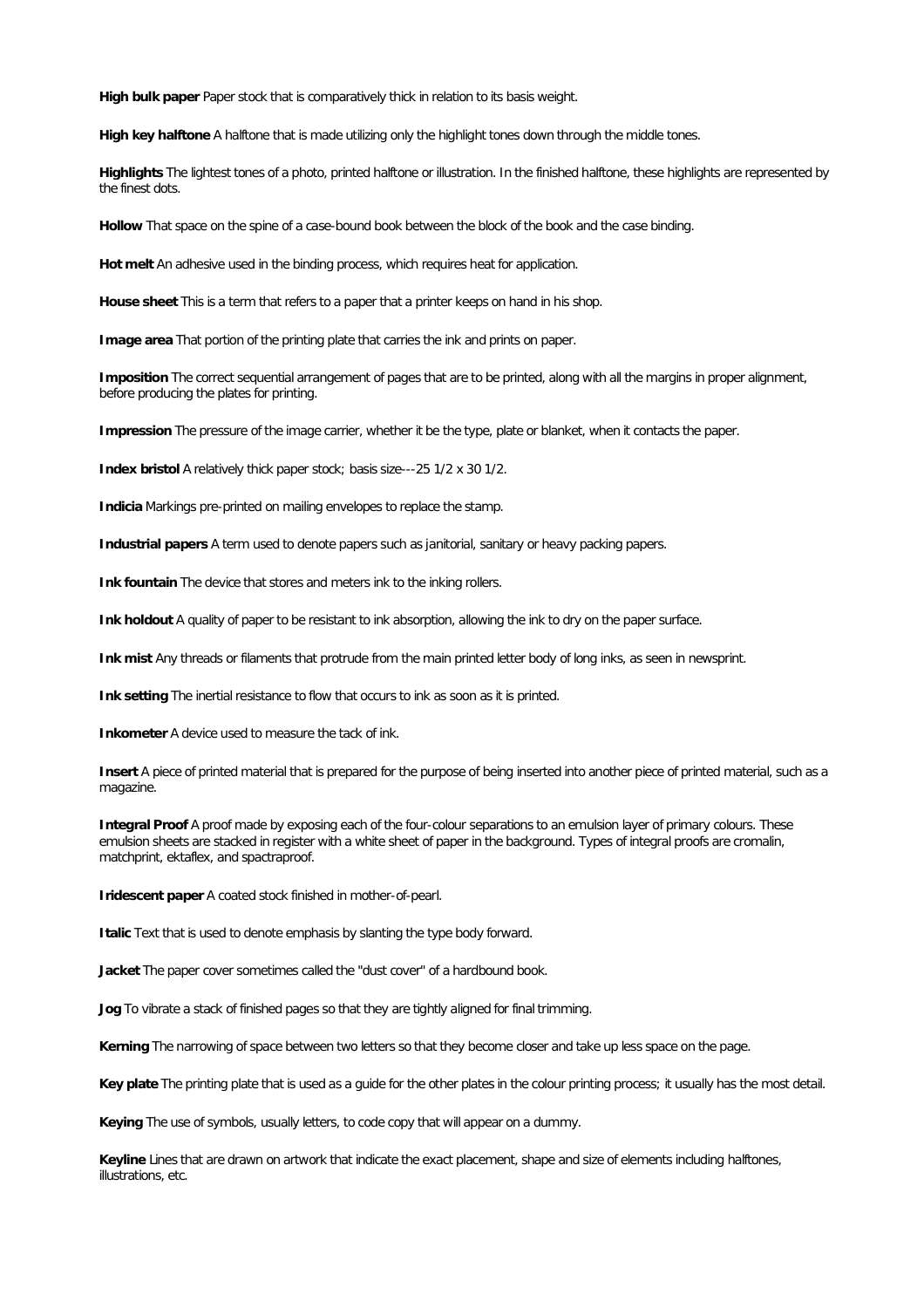**High bulk paper** Paper stock that is comparatively thick in relation to its basis weight.

**High key halftone** A halftone that is made utilizing only the highlight tones down through the middle tones.

**Highlights** The lightest tones of a photo, printed halftone or illustration. In the finished halftone, these highlights are represented by the finest dots.

**Hollow** That space on the spine of a case-bound book between the block of the book and the case binding.

**Hot melt** An adhesive used in the binding process, which requires heat for application.

**House sheet** This is a term that refers to a paper that a printer keeps on hand in his shop.

**Image area** That portion of the printing plate that carries the ink and prints on paper.

**Imposition** The correct sequential arrangement of pages that are to be printed, along with all the margins in proper alignment, before producing the plates for printing.

**Impression** The pressure of the image carrier, whether it be the type, plate or blanket, when it contacts the paper.

**Index bristol** A relatively thick paper stock; basis size---25 1/2 x 30 1/2.

**Indicia** Markings pre-printed on mailing envelopes to replace the stamp.

**Industrial papers** A term used to denote papers such as janitorial, sanitary or heavy packing papers.

**Ink fountain** The device that stores and meters ink to the inking rollers.

**Ink holdout** A quality of paper to be resistant to ink absorption, allowing the ink to dry on the paper surface.

**Ink mist** Any threads or filaments that protrude from the main printed letter body of long inks, as seen in newsprint.

**Ink setting** The inertial resistance to flow that occurs to ink as soon as it is printed.

**Inkometer** A device used to measure the tack of ink.

**Insert** A piece of printed material that is prepared for the purpose of being inserted into another piece of printed material, such as a magazine.

**Integral Proof** A proof made by exposing each of the four-colour separations to an emulsion layer of primary colours. These emulsion sheets are stacked in register with a white sheet of paper in the background. Types of integral proofs are cromalin, matchprint, ektaflex, and spactraproof.

**Iridescent paper** A coated stock finished in mother-of-pearl.

**Italic** Text that is used to denote emphasis by slanting the type body forward.

**Jacket** The paper cover sometimes called the "dust cover" of a hardbound book.

**Jog** To vibrate a stack of finished pages so that they are tightly aligned for final trimming.

**Kerning** The narrowing of space between two letters so that they become closer and take up less space on the page.

**Key plate** The printing plate that is used as a guide for the other plates in the colour printing process; it usually has the most detail.

**Keying** The use of symbols, usually letters, to code copy that will appear on a dummy.

**Keyline** Lines that are drawn on artwork that indicate the exact placement, shape and size of elements including halftones, illustrations, etc.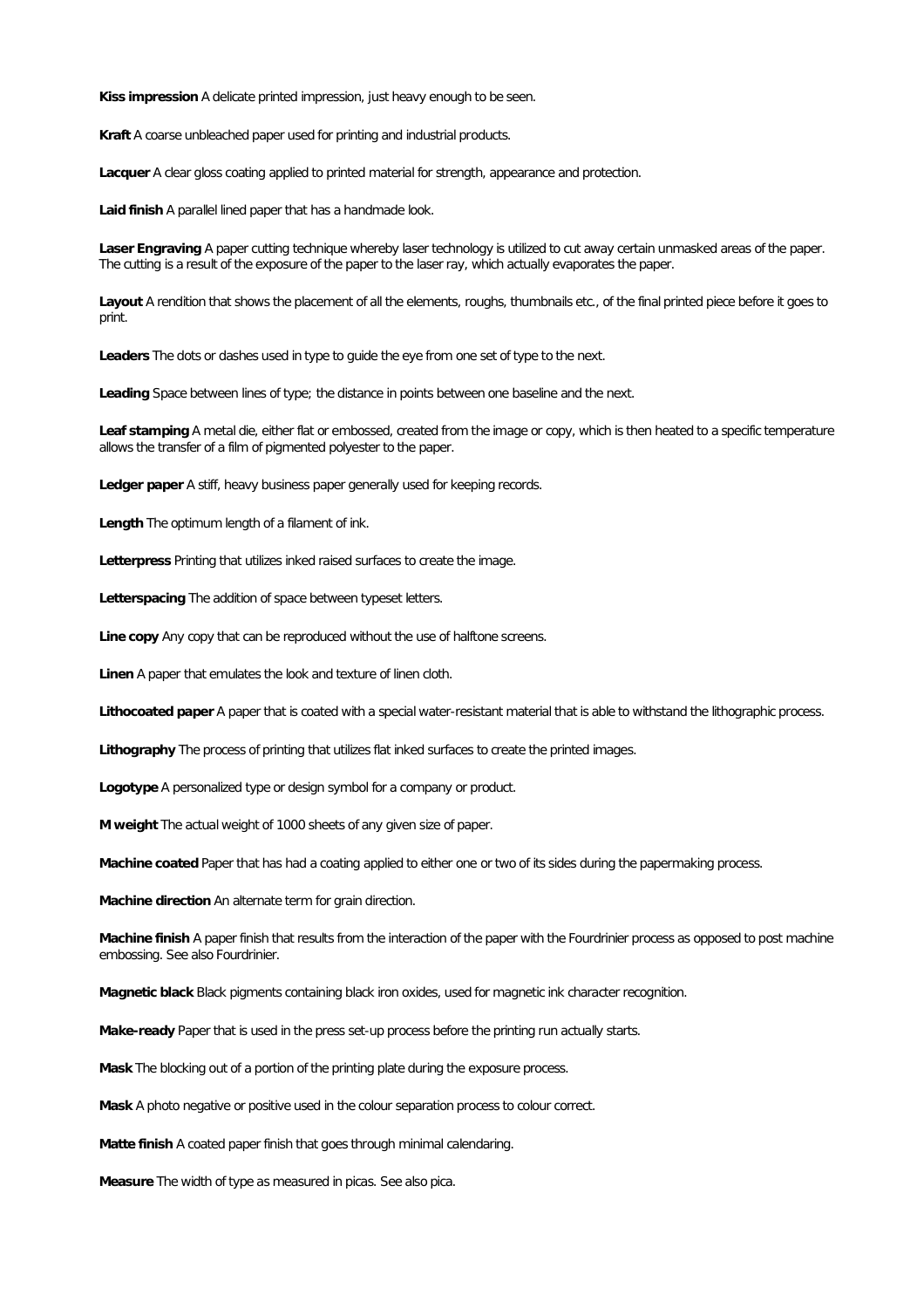**Kiss impression** A delicate printed impression, just heavy enough to be seen.

**Kraft** A coarse unbleached paper used for printing and industrial products.

**Lacquer** A clear gloss coating applied to printed material for strength, appearance and protection.

**Laid finish** A parallel lined paper that has a handmade look.

**Laser Engraving** A paper cutting technique whereby laser technology is utilized to cut away certain unmasked areas of the paper. The cutting is a result of the exposure of the paper to the laser ray, which actually evaporates the paper.

**Layout** A rendition that shows the placement of all the elements, roughs, thumbnails etc., of the final printed piece before it goes to print.

**Leaders** The dots or dashes used in type to guide the eye from one set of type to the next.

**Leading** Space between lines of type; the distance in points between one baseline and the next.

**Leaf stamping** A metal die, either flat or embossed, created from the image or copy, which is then heated to a specific temperature allows the transfer of a film of pigmented polyester to the paper.

**Ledger paper** A stiff, heavy business paper generally used for keeping records.

**Length** The optimum length of a filament of ink.

**Letterpress** Printing that utilizes inked raised surfaces to create the image.

**Letterspacing** The addition of space between typeset letters.

**Line copy** Any copy that can be reproduced without the use of halftone screens.

**Linen** A paper that emulates the look and texture of linen cloth.

**Lithocoated paper** A paper that is coated with a special water-resistant material that is able to withstand the lithographic process.

**Lithography** The process of printing that utilizes flat inked surfaces to create the printed images.

**Logotype** A personalized type or design symbol for a company or product.

**M weight** The actual weight of 1000 sheets of any given size of paper.

**Machine coated** Paper that has had a coating applied to either one or two of its sides during the papermaking process.

**Machine direction** An alternate term for grain direction.

**Machine finish** A paper finish that results from the interaction of the paper with the Fourdrinier process as opposed to post machine embossing. See also Fourdrinier.

**Magnetic black** Black pigments containing black iron oxides, used for magnetic ink character recognition.

**Make-ready** Paper that is used in the press set-up process before the printing run actually starts.

**Mask** The blocking out of a portion of the printing plate during the exposure process.

**Mask** A photo negative or positive used in the colour separation process to colour correct.

**Matte finish** A coated paper finish that goes through minimal calendaring.

**Measure** The width of type as measured in picas. See also pica.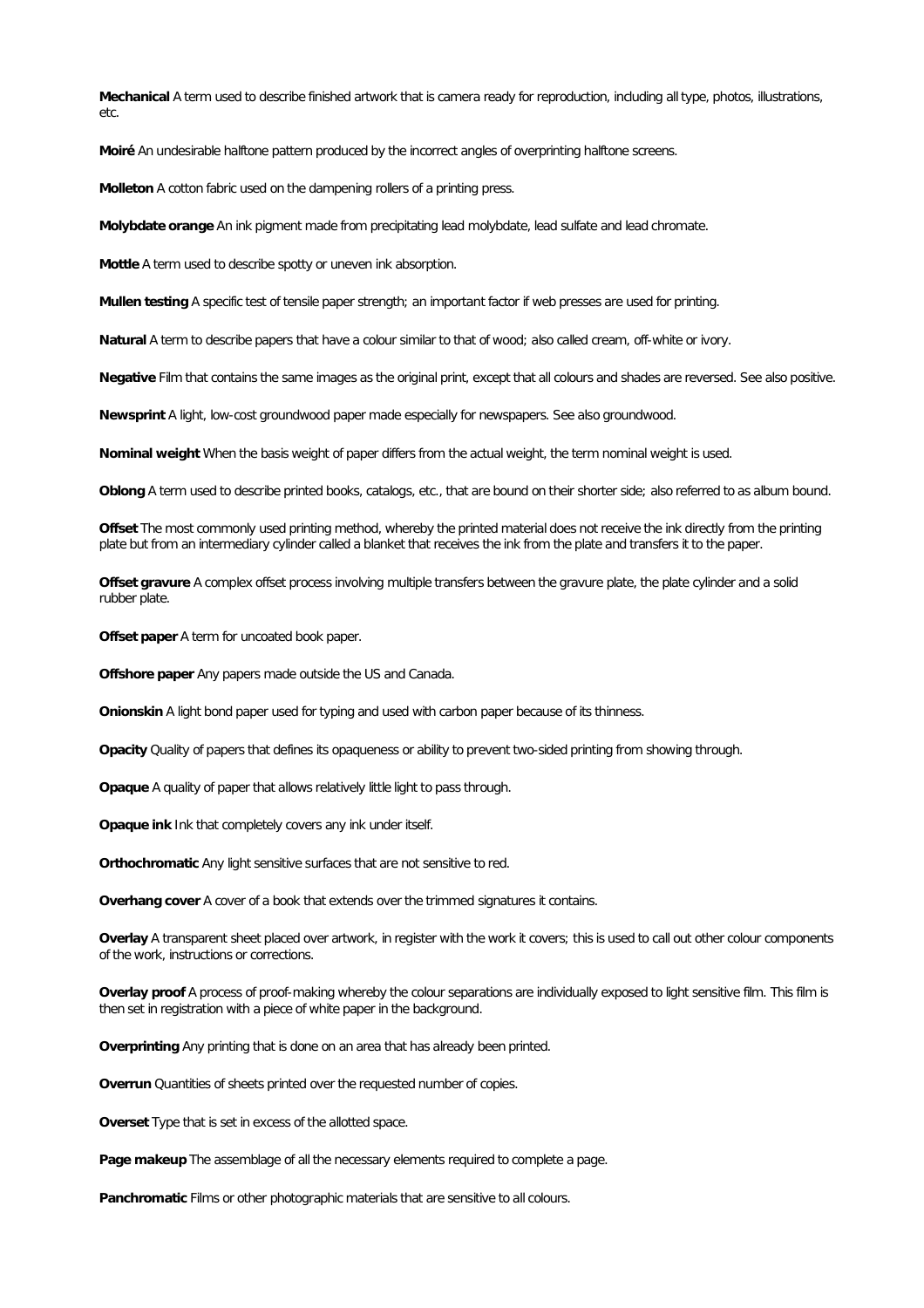**Mechanical** A term used to describe finished artwork that is camera ready for reproduction, including all type, photos, illustrations, etc.

**Moiré** An undesirable halftone pattern produced by the incorrect angles of overprinting halftone screens.

**Molleton** A cotton fabric used on the dampening rollers of a printing press.

**Molybdate orange** An ink pigment made from precipitating lead molybdate, lead sulfate and lead chromate.

**Mottle** A term used to describe spotty or uneven ink absorption.

**Mullen testing** A specific test of tensile paper strength; an important factor if web presses are used for printing.

**Natural** A term to describe papers that have a colour similar to that of wood; also called cream, off-white or ivory.

**Negative** Film that contains the same images as the original print, except that all colours and shades are reversed. See also positive.

**Newsprint** A light, low-cost groundwood paper made especially for newspapers. See also groundwood.

**Nominal weight** When the basis weight of paper differs from the actual weight, the term nominal weight is used.

**Oblong** A term used to describe printed books, catalogs, etc., that are bound on their shorter side; also referred to as album bound.

**Offset** The most commonly used printing method, whereby the printed material does not receive the ink directly from the printing plate but from an intermediary cylinder called a blanket that receives the ink from the plate and transfers it to the paper.

**Offset gravure** A complex offset process involving multiple transfers between the gravure plate, the plate cylinder and a solid rubber plate.

**Offset paper** A term for uncoated book paper.

**Offshore paper** Any papers made outside the US and Canada.

**Onionskin** A light bond paper used for typing and used with carbon paper because of its thinness.

**Opacity** Quality of papers that defines its opaqueness or ability to prevent two-sided printing from showing through.

**Opaque** A quality of paper that allows relatively little light to pass through.

**Opaque ink** Ink that completely covers any ink under itself.

**Orthochromatic** Any light sensitive surfaces that are not sensitive to red.

**Overhang cover** A cover of a book that extends over the trimmed signatures it contains.

**Overlay** A transparent sheet placed over artwork, in register with the work it covers; this is used to call out other colour components of the work, instructions or corrections.

**Overlay proof** A process of proof-making whereby the colour separations are individually exposed to light sensitive film. This film is then set in registration with a piece of white paper in the background.

**Overprinting** Any printing that is done on an area that has already been printed.

**Overrun** Quantities of sheets printed over the requested number of copies.

**Overset** Type that is set in excess of the allotted space.

**Page makeup** The assemblage of all the necessary elements required to complete a page.

**Panchromatic** Films or other photographic materials that are sensitive to all colours.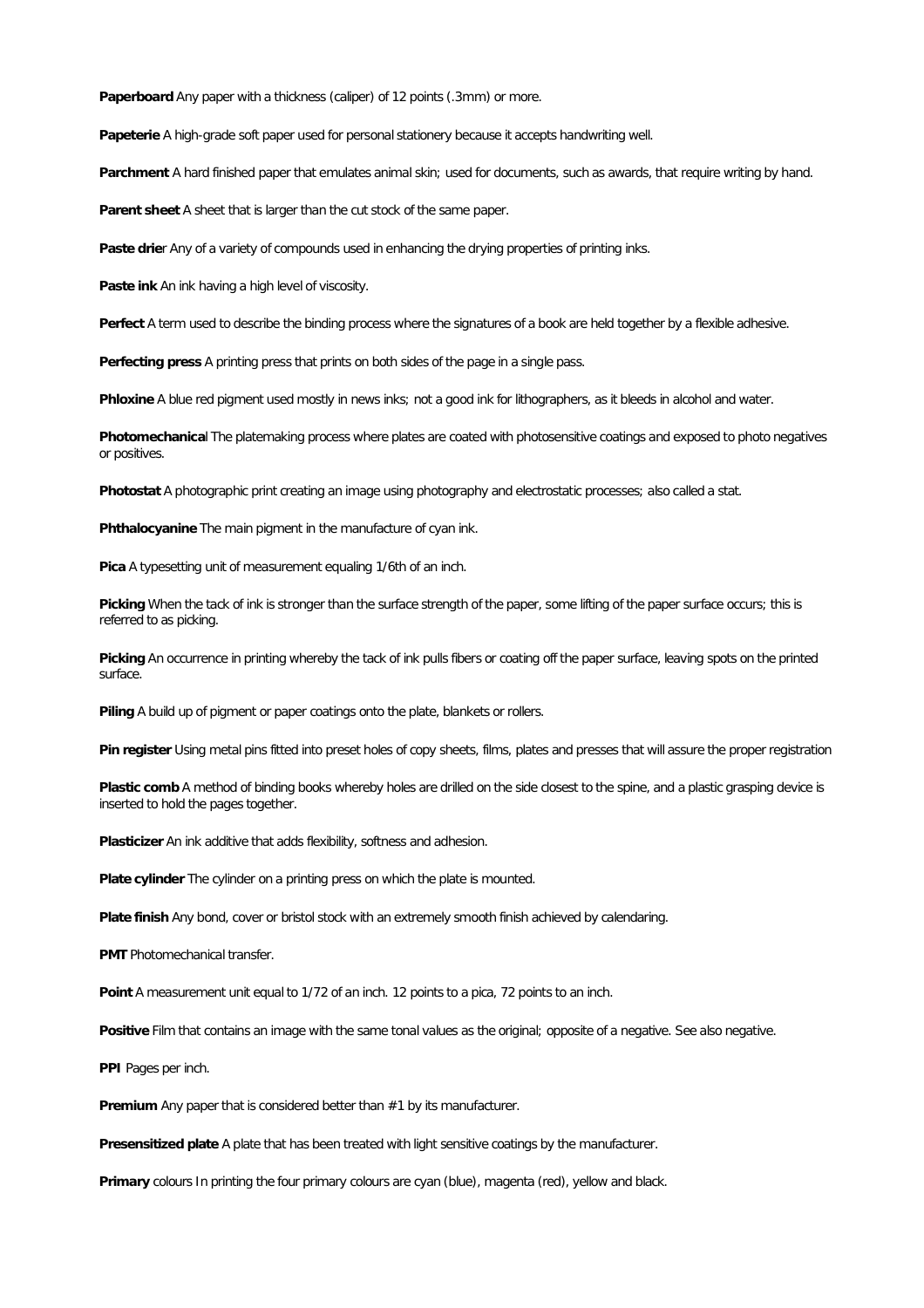**Paperboard** Any paper with a thickness (caliper) of 12 points (.3mm) or more.

**Papeterie** A high-grade soft paper used for personal stationery because it accepts handwriting well.

**Parchment** A hard finished paper that emulates animal skin; used for documents, such as awards, that require writing by hand.

**Parent sheet** A sheet that is larger than the cut stock of the same paper.

**Paste drie**r Any of a variety of compounds used in enhancing the drying properties of printing inks.

**Paste ink** An ink having a high level of viscosity.

**Perfect** A term used to describe the binding process where the signatures of a book are held together by a flexible adhesive.

**Perfecting press** A printing press that prints on both sides of the page in a single pass.

**Phloxine** A blue red pigment used mostly in news inks; not a good ink for lithographers, as it bleeds in alcohol and water.

**Photomechanica**l The platemaking process where plates are coated with photosensitive coatings and exposed to photo negatives or positives.

**Photostat** A photographic print creating an image using photography and electrostatic processes; also called a stat.

**Phthalocyanine** The main pigment in the manufacture of cyan ink.

**Pica** A typesetting unit of measurement equaling 1/6th of an inch.

**Picking** When the tack of ink is stronger than the surface strength of the paper, some lifting of the paper surface occurs; this is referred to as picking.

**Picking** An occurrence in printing whereby the tack of ink pulls fibers or coating off the paper surface, leaving spots on the printed surface.

**Piling** A build up of pigment or paper coatings onto the plate, blankets or rollers.

**Pin register** Using metal pins fitted into preset holes of copy sheets, films, plates and presses that will assure the proper registration

**Plastic comb** A method of binding books whereby holes are drilled on the side closest to the spine, and a plastic grasping device is inserted to hold the pages together.

**Plasticizer** An ink additive that adds flexibility, softness and adhesion.

**Plate cylinder** The cylinder on a printing press on which the plate is mounted.

**Plate finish** Any bond, cover or bristol stock with an extremely smooth finish achieved by calendaring.

**PMT** Photomechanical transfer.

**Point** A measurement unit equal to 1/72 of an inch. 12 points to a pica, 72 points to an inch.

**Positive** Film that contains an image with the same tonal values as the original; opposite of a negative. See also negative.

**PPI** Pages per inch.

**Premium** Any paper that is considered better than #1 by its manufacturer.

**Presensitized plate** A plate that has been treated with light sensitive coatings by the manufacturer.

**Primary** colours In printing the four primary colours are cyan (blue), magenta (red), yellow and black.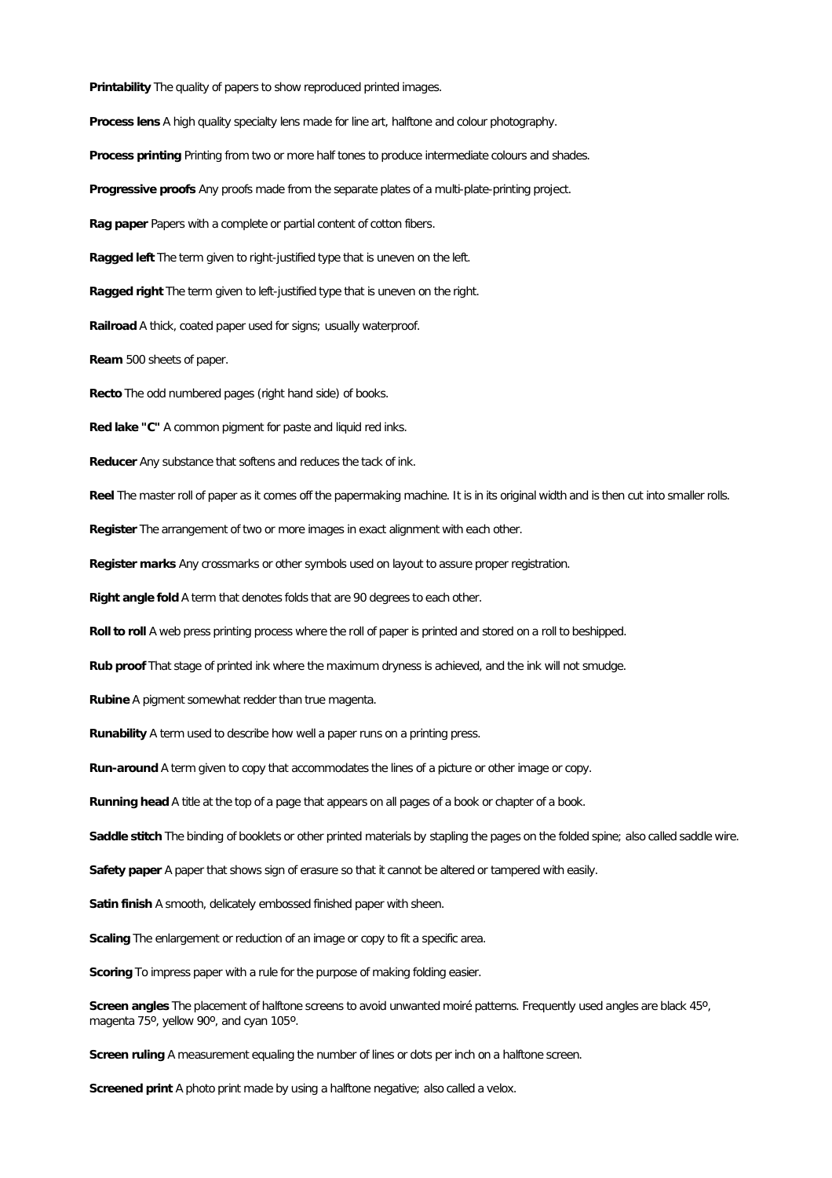**Printability** The quality of papers to show reproduced printed images.

**Process lens** A high quality specialty lens made for line art, halftone and colour photography.

**Process printing** Printing from two or more half tones to produce intermediate colours and shades.

**Progressive proofs** Any proofs made from the separate plates of a multi-plate-printing project.

**Rag paper** Papers with a complete or partial content of cotton fibers.

**Ragged left** The term given to right-justified type that is uneven on the left.

**Ragged right** The term given to left-justified type that is uneven on the right.

**Railroad** A thick, coated paper used for signs; usually waterproof.

**Ream** 500 sheets of paper.

**Recto** The odd numbered pages (right hand side) of books.

**Red lake "C"** A common pigment for paste and liquid red inks.

**Reducer** Any substance that softens and reduces the tack of ink.

**Reel** The master roll of paper as it comes off the papermaking machine. It is in its original width and is then cut into smaller rolls.

**Register** The arrangement of two or more images in exact alignment with each other.

**Register marks** Any crossmarks or other symbols used on layout to assure proper registration.

**Right angle fold** A term that denotes folds that are 90 degrees to each other.

**Roll to roll** A web press printing process where the roll of paper is printed and stored on a roll to beshipped.

**Rub proof** That stage of printed ink where the maximum dryness is achieved, and the ink will not smudge.

**Rubine** A pigment somewhat redder than true magenta.

**Runability** A term used to describe how well a paper runs on a printing press.

**Run-around** A term given to copy that accommodates the lines of a picture or other image or copy.

**Running head** A title at the top of a page that appears on all pages of a book or chapter of a book.

**Saddle stitch** The binding of booklets or other printed materials by stapling the pages on the folded spine; also called saddle wire.

**Safety paper** A paper that shows sign of erasure so that it cannot be altered or tampered with easily.

**Satin finish** A smooth, delicately embossed finished paper with sheen.

**Scaling** The enlargement or reduction of an image or copy to fit a specific area.

**Scoring** To impress paper with a rule for the purpose of making folding easier.

**Screen angles** The placement of halftone screens to avoid unwanted moiré patterns. Frequently used angles are black 45º, magenta 75º, yellow 90º, and cyan 105º.

**Screen ruling** A measurement equaling the number of lines or dots per inch on a halftone screen.

**Screened print** A photo print made by using a halftone negative; also called a velox.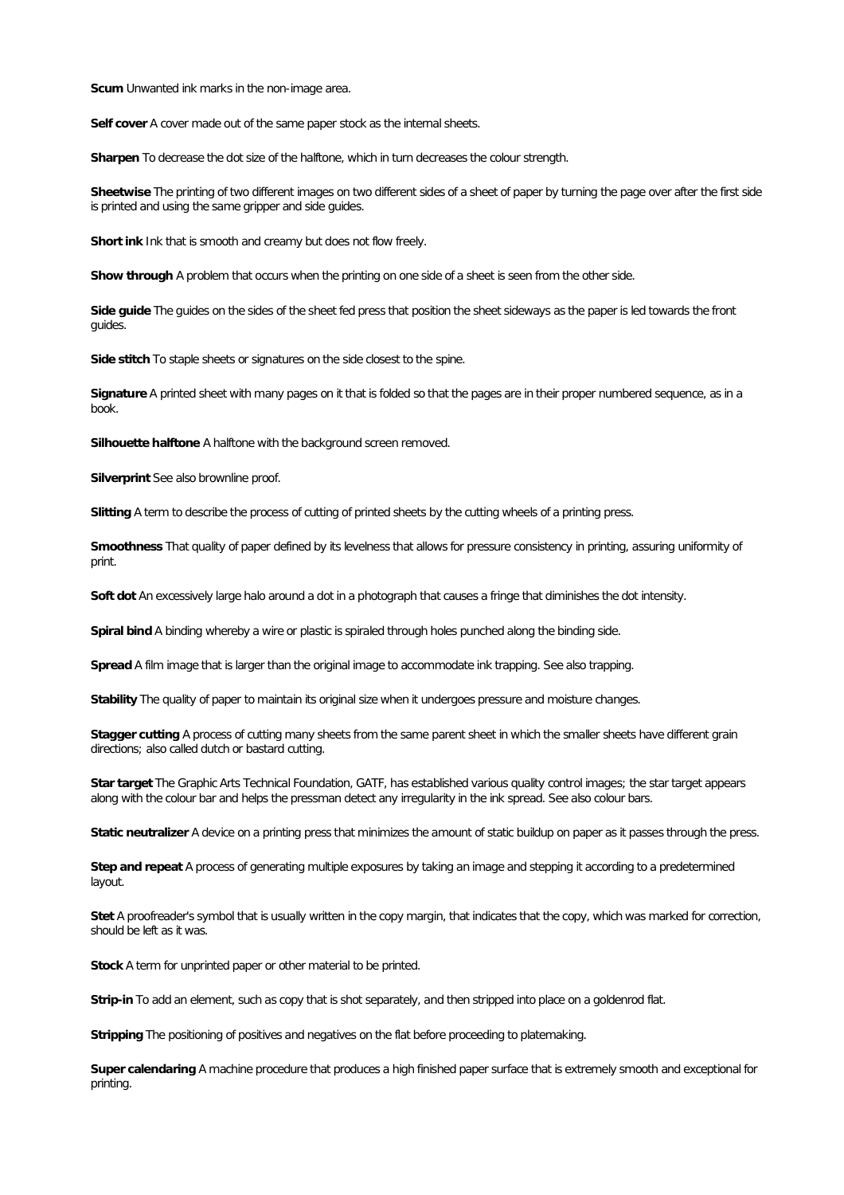**Scum** Unwanted ink marks in the non-image area.

**Self cover** A cover made out of the same paper stock as the internal sheets.

**Sharpen** To decrease the dot size of the halftone, which in turn decreases the colour strength.

**Sheetwise** The printing of two different images on two different sides of a sheet of paper by turning the page over after the first side is printed and using the same gripper and side guides.

**Short ink** Ink that is smooth and creamy but does not flow freely.

**Show through** A problem that occurs when the printing on one side of a sheet is seen from the other side.

**Side guide** The guides on the sides of the sheet fed press that position the sheet sideways as the paper is led towards the front guides.

**Side stitch** To staple sheets or signatures on the side closest to the spine.

**Signature** A printed sheet with many pages on it that is folded so that the pages are in their proper numbered sequence, as in a book.

**Silhouette halftone** A halftone with the background screen removed.

**Silverprint** See also brownline proof.

**Slitting** A term to describe the process of cutting of printed sheets by the cutting wheels of a printing press.

**Smoothness** That quality of paper defined by its levelness that allows for pressure consistency in printing, assuring uniformity of print.

**Soft dot** An excessively large halo around a dot in a photograph that causes a fringe that diminishes the dot intensity.

**Spiral bind** A binding whereby a wire or plastic is spiraled through holes punched along the binding side.

**Spread** A film image that is larger than the original image to accommodate ink trapping. See also trapping.

**Stability** The quality of paper to maintain its original size when it undergoes pressure and moisture changes.

**Stagger cutting** A process of cutting many sheets from the same parent sheet in which the smaller sheets have different grain directions; also called dutch or bastard cutting.

**Star target** The Graphic Arts Technical Foundation, GATF, has established various quality control images; the star target appears along with the colour bar and helps the pressman detect any irregularity in the ink spread. See also colour bars.

**Static neutralizer** A device on a printing press that minimizes the amount of static buildup on paper as it passes through the press.

**Step and repeat** A process of generating multiple exposures by taking an image and stepping it according to a predetermined layout.

**Stet** A proofreader's symbol that is usually written in the copy margin, that indicates that the copy, which was marked for correction, should be left as it was.

**Stock** A term for unprinted paper or other material to be printed.

**Strip-in** To add an element, such as copy that is shot separately, and then stripped into place on a goldenrod flat.

**Stripping** The positioning of positives and negatives on the flat before proceeding to platemaking.

**Super calendaring** A machine procedure that produces a high finished paper surface that is extremely smooth and exceptional for printing.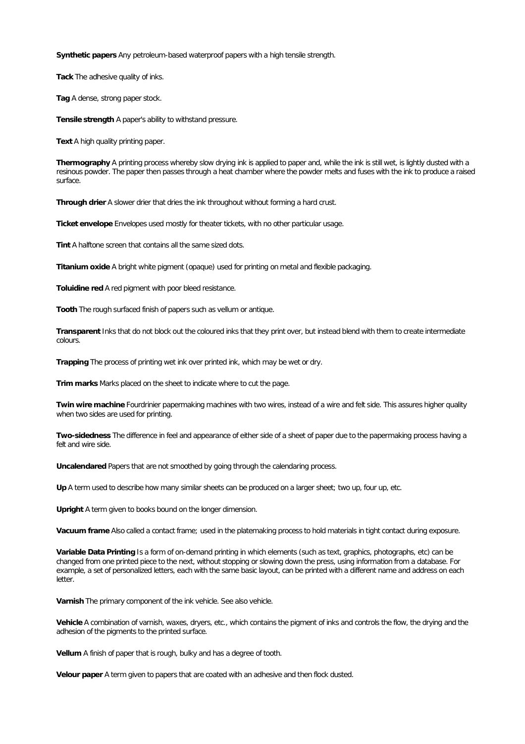**Synthetic papers** Any petroleum-based waterproof papers with a high tensile strength.

**Tack** The adhesive quality of inks.

**Tag** A dense, strong paper stock.

**Tensile strength** A paper's ability to withstand pressure.

**Text** A high quality printing paper.

**Thermography** A printing process whereby slow drying ink is applied to paper and, while the ink is still wet, is lightly dusted with a resinous powder. The paper then passes through a heat chamber where the powder melts and fuses with the ink to produce a raised surface.

**Through drier** A slower drier that dries the ink throughout without forming a hard crust.

**Ticket envelope** Envelopes used mostly for theater tickets, with no other particular usage.

**Tint** A halftone screen that contains all the same sized dots.

**Titanium oxide** A bright white pigment (opaque) used for printing on metal and flexible packaging.

**Toluidine red** A red pigment with poor bleed resistance.

**Tooth** The rough surfaced finish of papers such as vellum or antique.

**Transparent** Inks that do not block out the coloured inks that they print over, but instead blend with them to create intermediate colours.

**Trapping** The process of printing wet ink over printed ink, which may be wet or dry.

**Trim marks** Marks placed on the sheet to indicate where to cut the page.

**Twin wire machine** Fourdrinier papermaking machines with two wires, instead of a wire and felt side. This assures higher quality when two sides are used for printing.

**Two-sidedness** The difference in feel and appearance of either side of a sheet of paper due to the papermaking process having a felt and wire side.

**Uncalendared** Papers that are not smoothed by going through the calendaring process.

**Up** A term used to describe how many similar sheets can be produced on a larger sheet; two up, four up, etc.

**Upright** A term given to books bound on the longer dimension.

**Vacuum frame** Also called a contact frame; used in the platemaking process to hold materials in tight contact during exposure.

**Variable Data Printing** Is a form of on-demand printing in which elements (such as text, graphics, photographs, etc) can be changed from one printed piece to the next, without stopping or slowing down the press, using information from a database. For example, a set of personalized letters, each with the same basic layout, can be printed with a different name and address on each letter.

**Varnish** The primary component of the ink vehicle. See also vehicle.

**Vehicle** A combination of varnish, waxes, dryers, etc., which contains the pigment of inks and controls the flow, the drying and the adhesion of the pigments to the printed surface.

**Vellum** A finish of paper that is rough, bulky and has a degree of tooth.

**Velour paper** A term given to papers that are coated with an adhesive and then flock dusted.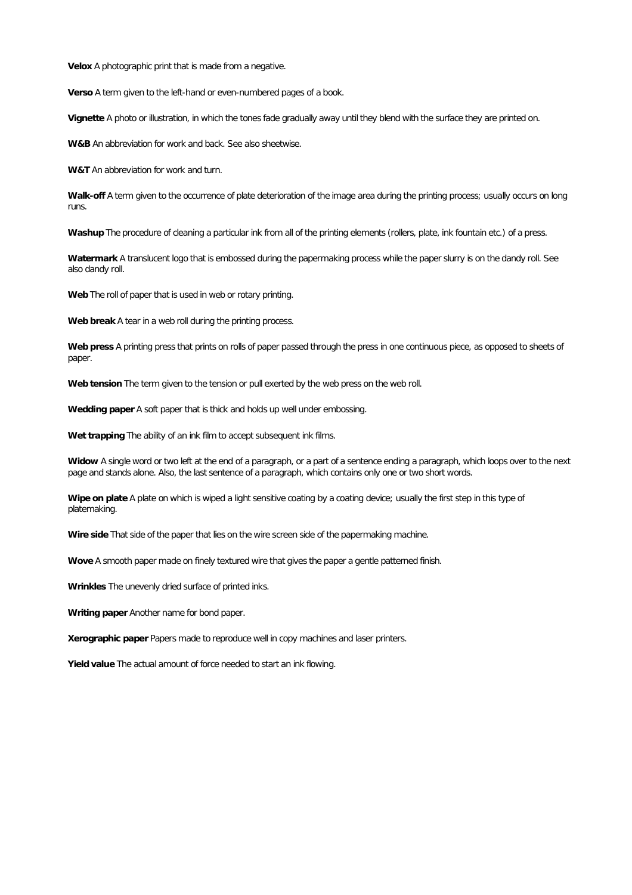**Velox** A photographic print that is made from a negative.

**Verso** A term given to the left-hand or even-numbered pages of a book.

**Vignette** A photo or illustration, in which the tones fade gradually away until they blend with the surface they are printed on.

**W&B** An abbreviation for work and back. See also sheetwise.

**W&T** An abbreviation for work and turn.

**Walk-off** A term given to the occurrence of plate deterioration of the image area during the printing process; usually occurs on long runs.

**Washup** The procedure of cleaning a particular ink from all of the printing elements (rollers, plate, ink fountain etc.) of a press.

**Watermark** A translucent logo that is embossed during the papermaking process while the paper slurry is on the dandy roll. See also dandy roll.

**Web** The roll of paper that is used in web or rotary printing.

**Web break** A tear in a web roll during the printing process.

**Web press** A printing press that prints on rolls of paper passed through the press in one continuous piece, as opposed to sheets of paper.

**Web tension** The term given to the tension or pull exerted by the web press on the web roll.

**Wedding paper** A soft paper that is thick and holds up well under embossing.

**Wet trapping** The ability of an ink film to accept subsequent ink films.

**Widow** A single word or two left at the end of a paragraph, or a part of a sentence ending a paragraph, which loops over to the next page and stands alone. Also, the last sentence of a paragraph, which contains only one or two short words.

**Wipe on plate** A plate on which is wiped a light sensitive coating by a coating device; usually the first step in this type of platemaking.

**Wire side** That side of the paper that lies on the wire screen side of the papermaking machine.

**Wove** A smooth paper made on finely textured wire that gives the paper a gentle patterned finish.

**Wrinkles** The unevenly dried surface of printed inks.

**Writing paper** Another name for bond paper.

**Xerographic paper** Papers made to reproduce well in copy machines and laser printers.

**Yield value** The actual amount of force needed to start an ink flowing.